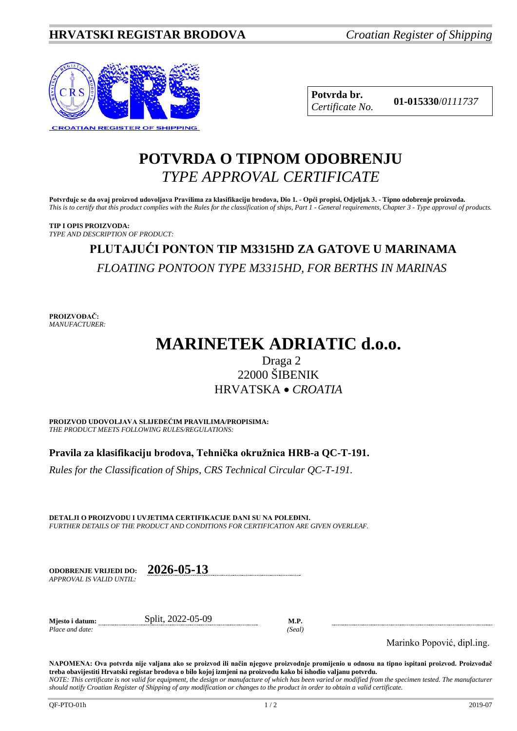**HRVATSKI REGISTAR BRODOVA** *Croatian Register of Shipping*

| **Potvrda br.** *Certificate No.* | **01-015330**/*0111737* |
|---|---|

# POTVRDA O TIPNOM ODOBRENJU
# *TYPE APPROVAL CERTIFICATE*

**Potvrđuje se da ovaj proizvod udovoljava Pravilima za klasifikaciju brodova, Dio 1. - Opći propisi, Odjeljak 3. - Tipno odobrenje proizvoda.**
*This is to certify that this product complies with the Rules for the classification of ships, Part 1 - General requirements, Chapter 3 - Type approval of products.*

**TIP I OPIS PROIZVODA:**
*TYPE AND DESCRIPTION OF PRODUCT:*

## PLUTAJUĆI PONTON TIP M3315HD ZA GATOVE U MARINAMA
*FLOATING PONTOON TYPE M3315HD, FOR BERTHS IN MARINAS*

**PROIZVOĐAČ:**
*MANUFACTURER:*

# MARINETEK ADRIATIC d.o.o.

Draga 2
22000 ŠIBENIK
HRVATSKA • *CROATIA*

**PROIZVOD UDOVOLJAVA SLIJEDEĆIM PRAVILIMA/PROPISIMA:**
*THE PRODUCT MEETS FOLLOWING RULES/REGULATIONS:*

**Pravila za klasifikaciju brodova, Tehnička okružnica HRB-a QC-T-191.**

*Rules for the Classification of Ships, CRS Technical Circular QC-T-191.*

**DETALJI O PROIZVODU I UVJETIMA CERTIFIKACIJE DANI SU NA POLEĐINI.**
*FURTHER DETAILS OF THE PRODUCT AND CONDITIONS FOR CERTIFICATION ARE GIVEN OVERLEAF.*

**ODOBRENJE VRIJEDI DO:** *APPROVAL IS VALID UNTIL:* **2026-05-13**

**Mjesto i datum:** *Place and date:* Split, 2022-05-09

**M.P.** *(Seal)*

Marinko Popović, dipl.ing.

**NAPOMENA: Ova potvrda nije valjana ako se proizvod ili način njegove proizvodnje promijenio u odnosu na tipno ispitani proizvod. Proizvođač treba obavijestiti Hrvatski registar brodova o bilo kojoj izmjeni na proizvodu kako bi ishodio valjanu potvrdu.**
*NOTE: This certificate is not valid for equipment, the design or manufacture of which has been varied or modified from the specimen tested. The manufacturer should notify Croatian Register of Shipping of any modification or changes to the product in order to obtain a valid certificate.*

QF-PTO-01h 2019-07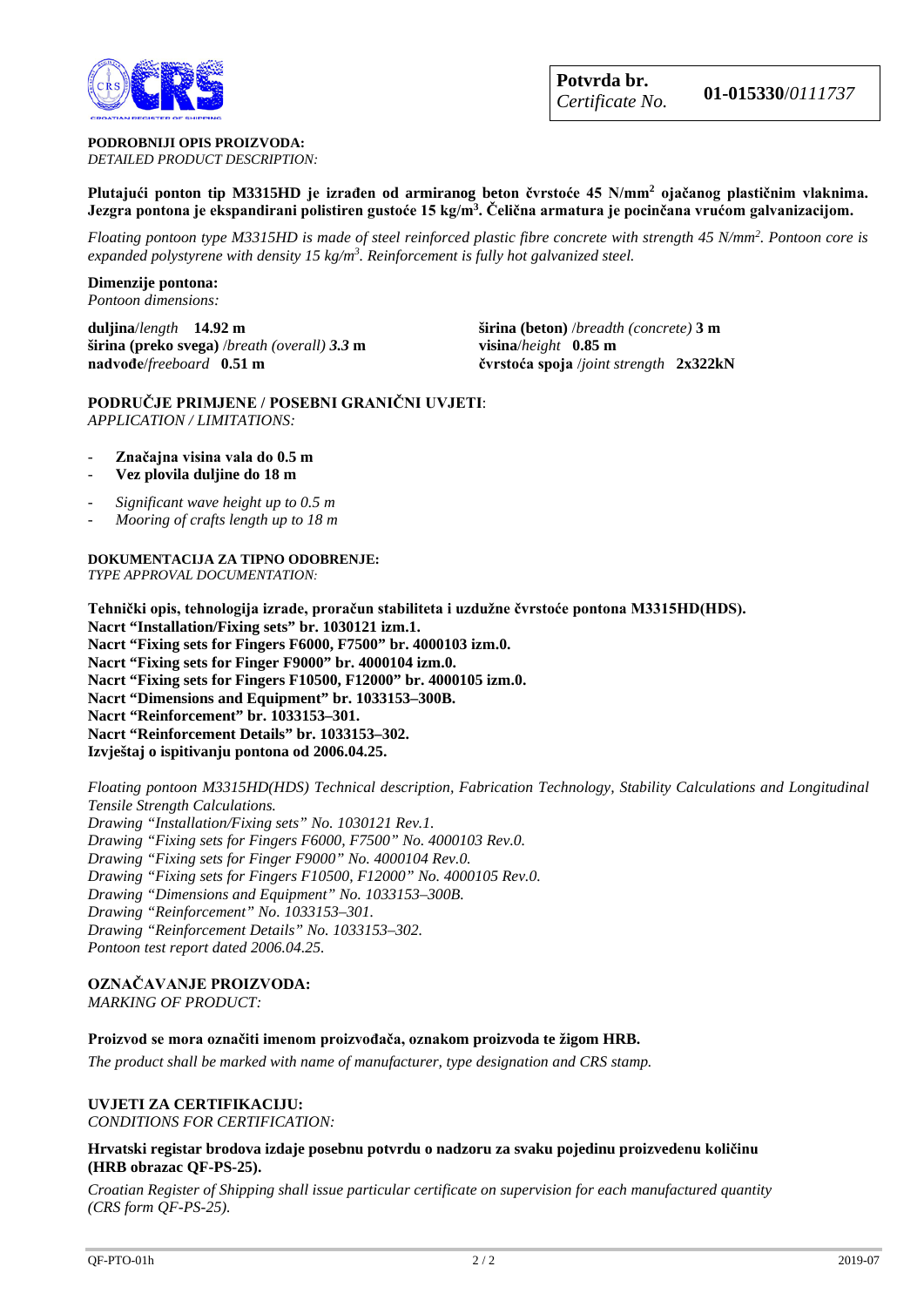| **Potvrda br.** *Certificate No.* | **01-015330**/*0111737* |
|---|---|

**PODROBNIJI OPIS PROIZVODA:**
*DETAILED PRODUCT DESCRIPTION:*

**Plutajući ponton tip M3315HD je izrađen od armiranog beton čvrstoće 45 N/mm$^2$ ojačanog plastičnim vlaknima. Jezgra pontona je ekspandirani polistiren gustoće 15 kg/m$^3$. Čelična armatura je pocinčana vrućom galvanizacijom.**

*Floating pontoon type M3315HD is made of steel reinforced plastic fibre concrete with strength 45 N/mm$^2$. Pontoon core is expanded polystyrene with density 15 kg/m$^3$. Reinforcement is fully hot galvanized steel.*

**Dimenzije pontona:**
*Pontoon dimensions:*

**duljina**/*length* **14.92 m**
**širina (preko svega)** /*breath (overall)* ***3.3*** **m**
**nadvođe**/*freeboard* **0.51 m**
**širina (beton)** /*breadth (concrete)* **3 m**
**visina**/*height* **0.85 m**
**čvrstoća spoja** /*joint strength* **2x322kN**

**PODRUČJE PRIMJENE / POSEBNI GRANIČNI UVJETI**:
*APPLICATION / LIMITATIONS:*

- **Značajna visina vala do 0.5 m**
- **Vez plovila duljine do 18 m**

- *Significant wave height up to 0.5 m*
- *Mooring of crafts length up to 18 m*

**DOKUMENTACIJA ZA TIPNO ODOBRENJE:**
*TYPE APPROVAL DOCUMENTATION:*

**Tehnički opis, tehnologija izrade, proračun stabiliteta i uzdužne čvrstoće pontona M3315HD(HDS).**
**Nacrt "Installation/Fixing sets" br. 1030121 izm.1.**
**Nacrt "Fixing sets for Fingers F6000, F7500" br. 4000103 izm.0.**
**Nacrt "Fixing sets for Finger F9000" br. 4000104 izm.0.**
**Nacrt "Fixing sets for Fingers F10500, F12000" br. 4000105 izm.0.**
**Nacrt "Dimensions and Equipment" br. 1033153–300B.**
**Nacrt "Reinforcement" br. 1033153–301.**
**Nacrt "Reinforcement Details" br. 1033153–302.**
**Izvještaj o ispitivanju pontona od 2006.04.25.**

*Floating pontoon M3315HD(HDS) Technical description, Fabrication Technology, Stability Calculations and Longitudinal Tensile Strength Calculations.*
*Drawing "Installation/Fixing sets" No. 1030121 Rev.1.*
*Drawing "Fixing sets for Fingers F6000, F7500" No. 4000103 Rev.0.*
*Drawing "Fixing sets for Finger F9000" No. 4000104 Rev.0.*
*Drawing "Fixing sets for Fingers F10500, F12000" No. 4000105 Rev.0.*
*Drawing "Dimensions and Equipment" No. 1033153–300B.*
*Drawing "Reinforcement" No. 1033153–301.*
*Drawing "Reinforcement Details" No. 1033153–302.*
*Pontoon test report dated 2006.04.25.*

**OZNAČAVANJE PROIZVODA:**
*MARKING OF PRODUCT:*

**Proizvod se mora označiti imenom proizvođača, oznakom proizvoda te žigom HRB.**

*The product shall be marked with name of manufacturer, type designation and CRS stamp.*

**UVJETI ZA CERTIFIKACIJU:**
*CONDITIONS FOR CERTIFICATION:*

**Hrvatski registar brodova izdaje posebnu potvrdu o nadzoru za svaku pojedinu proizvedenu količinu (HRB obrazac QF-PS-25).**

*Croatian Register of Shipping shall issue particular certificate on supervision for each manufactured quantity (CRS form QF-PS-25).*